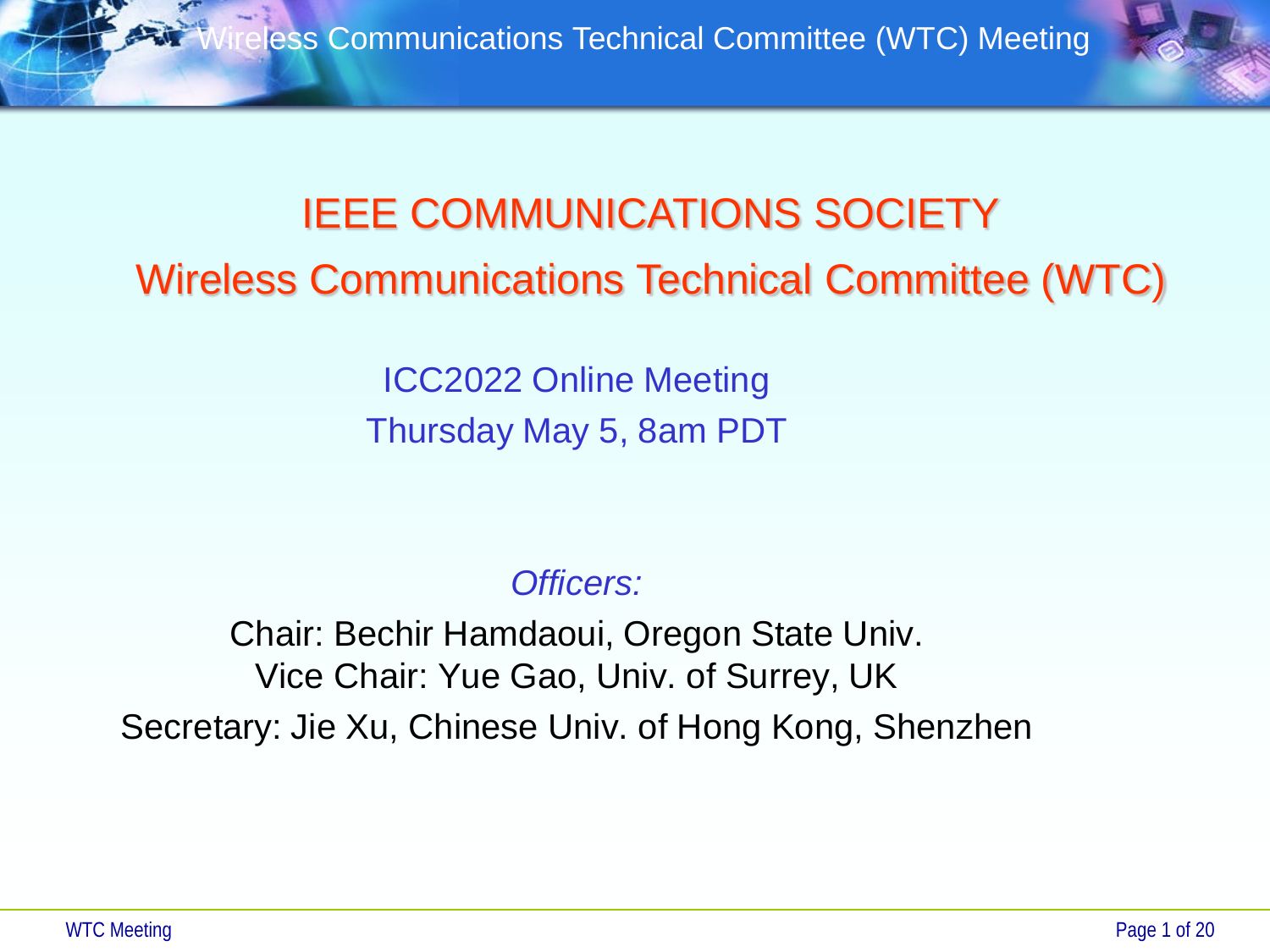# IEEE COMMUNICATIONS SOCIETY

## Wireless Communications Technical Committee (WTC)

ICC2022 Online Meeting

Thursday May 5, 8am PDT

*Officers:*

Chair: Bechir Hamdaoui, Oregon State Univ.

Vice Chair: Yue Gao, Univ. of Surrey, UK

Secretary: Jie Xu, Chinese Univ. of Hong Kong, Shenzhen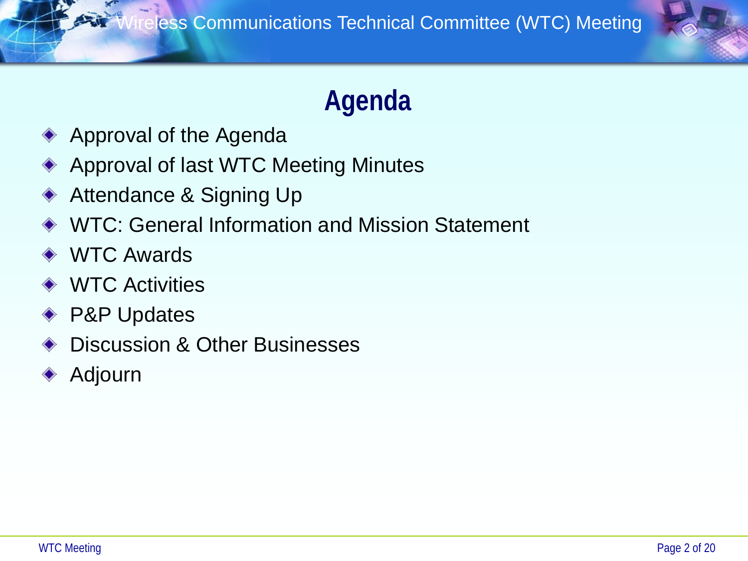# Agenda

- Approval of the Agenda
- Approval of last WTC Meeting Minutes
- Attendance & Signing Up
- WTC: General Information and Mission Statement
- WTC Awards
- WTC Activities
- P&P Updates
- Discussion & Other Businesses
- Adjourn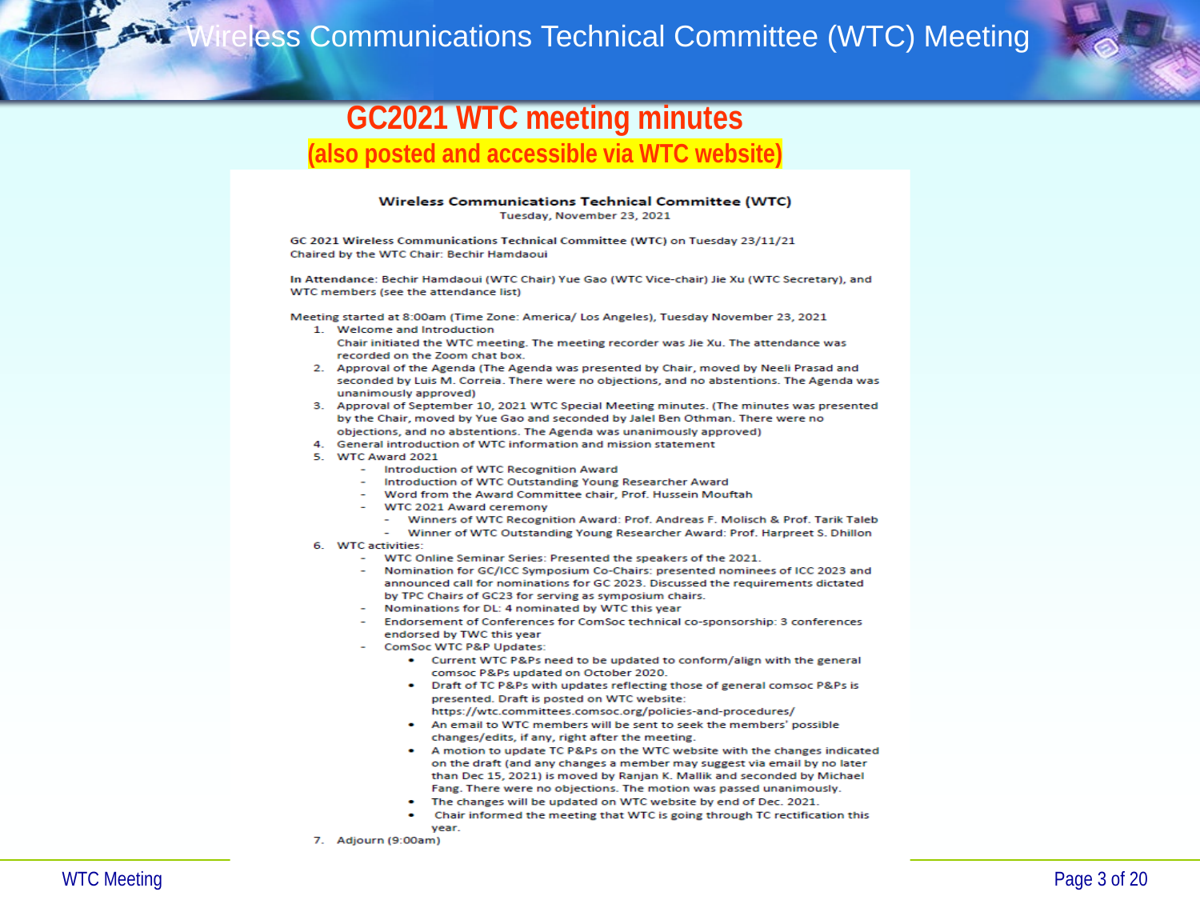# Wireless Communications Technical Committee (WTC) Meeting

## GC2021 WTC meeting minutes

**(also posted and accessible via WTC website)**

**Wireless Communications Technical Committee (WTC)**
Tuesday, November 23, 2021

GC 2021 Wireless Communications Technical Committee (WTC) on Tuesday 23/11/21
Chaired by the WTC Chair: Bechir Hamdaoui

In Attendance: Bechir Hamdaoui (WTC Chair) Yue Gao (WTC Vice-chair) Jie Xu (WTC Secretary), and WTC members (see the attendance list)

Meeting started at 8:00am (Time Zone: America/ Los Angeles), Tuesday November 23, 2021

1. Welcome and Introduction
   Chair initiated the WTC meeting. The meeting recorder was Jie Xu. The attendance was recorded on the Zoom chat box.
2. Approval of the Agenda (The Agenda was presented by Chair, moved by Neeli Prasad and seconded by Luis M. Correia. There were no objections, and no abstentions. The Agenda was unanimously approved)
3. Approval of September 10, 2021 WTC Special Meeting minutes. (The minutes was presented by the Chair, moved by Yue Gao and seconded by Jalel Ben Othman. There were no objections, and no abstentions. The Agenda was unanimously approved)
4. General introduction of WTC information and mission statement
5. WTC Award 2021
   - Introduction of WTC Recognition Award
   - Introduction of WTC Outstanding Young Researcher Award
   - Word from the Award Committee chair, Prof. Hussein Mouftah
   - WTC 2021 Award ceremony
     - Winners of WTC Recognition Award: Prof. Andreas F. Molisch & Prof. Tarik Taleb
     - Winner of WTC Outstanding Young Researcher Award: Prof. Harpreet S. Dhillon
6. WTC activities:
   - WTC Online Seminar Series: Presented the speakers of the 2021.
   - Nomination for GC/ICC Symposium Co-Chairs: presented nominees of ICC 2023 and announced call for nominations for GC 2023. Discussed the requirements dictated by TPC Chairs of GC23 for serving as symposium chairs.
   - Nominations for DL: 4 nominated by WTC this year
   - Endorsement of Conferences for ComSoc technical co-sponsorship: 3 conferences endorsed by TWC this year
   - ComSoc WTC P&P Updates:
     - Current WTC P&Ps need to be updated to conform/align with the general comsoc P&Ps updated on October 2020.
     - Draft of TC P&Ps with updates reflecting those of general comsoc P&Ps is presented. Draft is posted on WTC website: https://wtc.committees.comsoc.org/policies-and-procedures/
     - An email to WTC members will be sent to seek the members' possible changes/edits, if any, right after the meeting.
     - A motion to update TC P&Ps on the WTC website with the changes indicated on the draft (and any changes a member may suggest via email by no later than Dec 15, 2021) is moved by Ranjan K. Mallik and seconded by Michael Fang. There were no objections. The motion was passed unanimously.
     - The changes will be updated on WTC website by end of Dec. 2021.
     - Chair informed the meeting that WTC is going through TC rectification this year.
7. Adjourn (9:00am)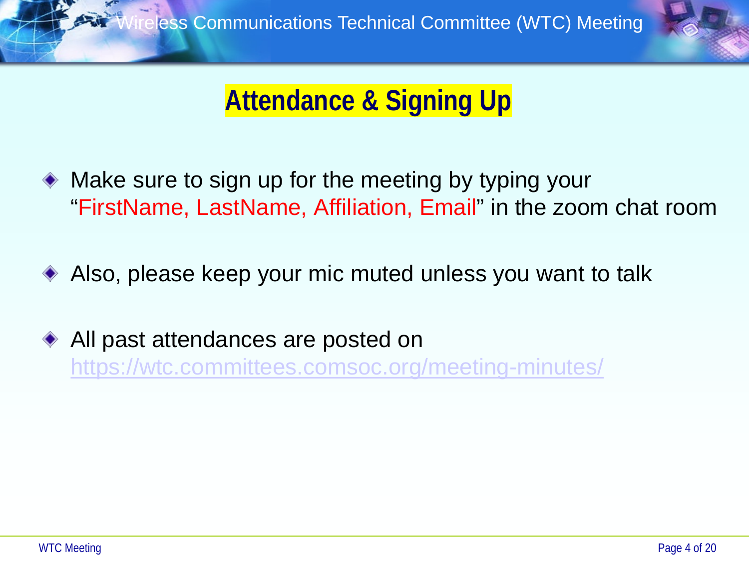# Attendance & Signing Up

- Make sure to sign up for the meeting by typing your "FirstName, LastName, Affiliation, Email" in the zoom chat room
- Also, please keep your mic muted unless you want to talk
- All past attendances are posted on https://wtc.committees.comsoc.org/meeting-minutes/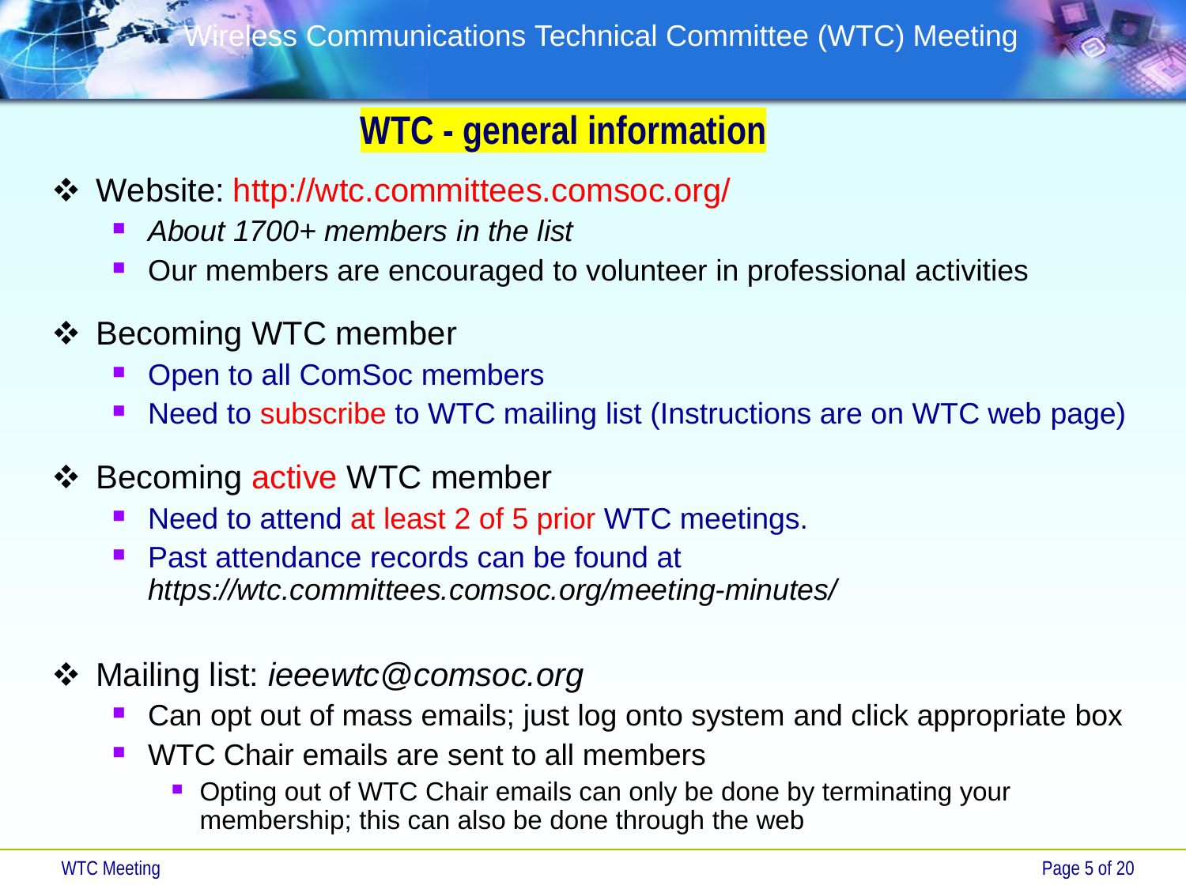# WTC - general information

- Website: http://wtc.committees.comsoc.org/
  - *About 1700+ members in the list*
  - Our members are encouraged to volunteer in professional activities
- Becoming WTC member
  - Open to all ComSoc members
  - Need to subscribe to WTC mailing list (Instructions are on WTC web page)
- Becoming active WTC member
  - Need to attend at least 2 of 5 prior WTC meetings.
  - Past attendance records can be found at *https://wtc.committees.comsoc.org/meeting-minutes/*
- Mailing list: *ieeewtc@comsoc.org*
  - Can opt out of mass emails; just log onto system and click appropriate box
  - WTC Chair emails are sent to all members
    - Opting out of WTC Chair emails can only be done by terminating your membership; this can also be done through the web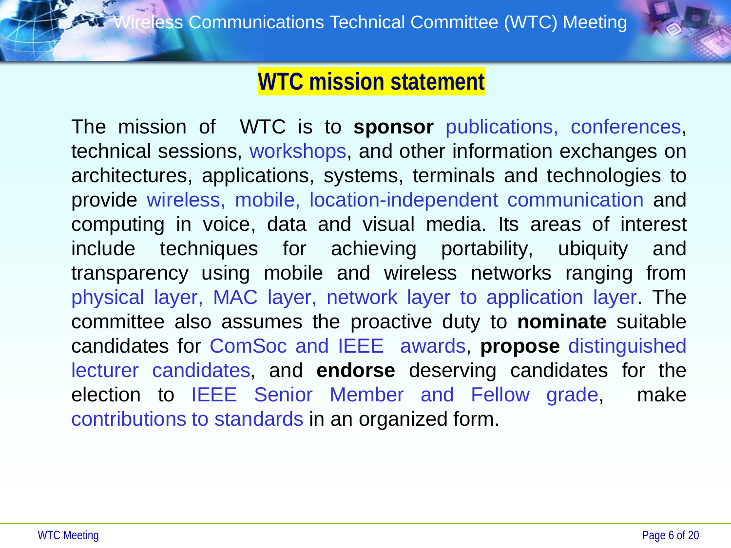## WTC mission statement

The mission of WTC is to **sponsor** publications, conferences, technical sessions, workshops, and other information exchanges on architectures, applications, systems, terminals and technologies to provide wireless, mobile, location-independent communication and computing in voice, data and visual media. Its areas of interest include techniques for achieving portability, ubiquity and transparency using mobile and wireless networks ranging from physical layer, MAC layer, network layer to application layer. The committee also assumes the proactive duty to **nominate** suitable candidates for ComSoc and IEEE awards, **propose** distinguished lecturer candidates, and **endorse** deserving candidates for the election to IEEE Senior Member and Fellow grade, make contributions to standards in an organized form.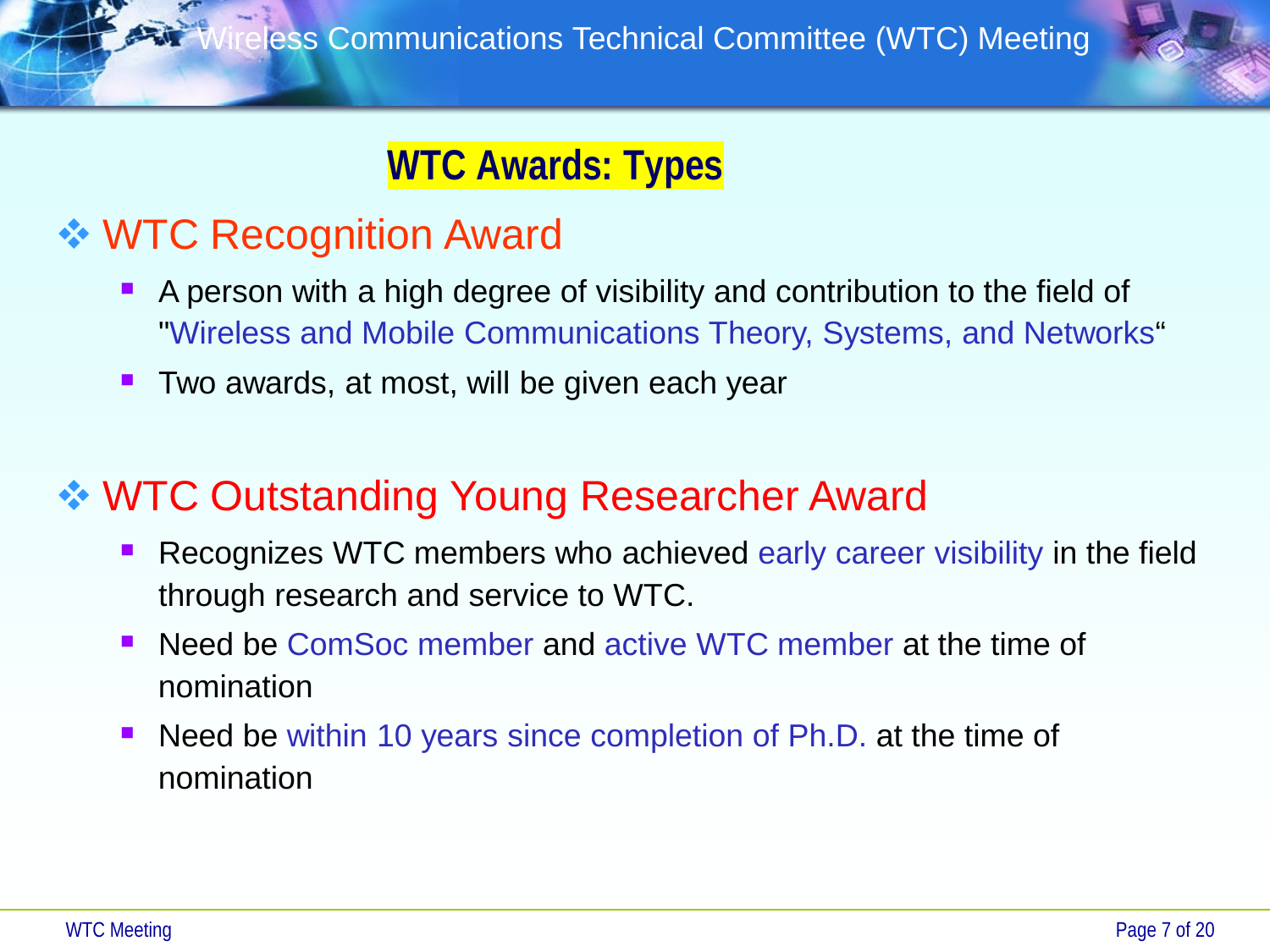# WTC Awards: Types

## WTC Recognition Award

- A person with a high degree of visibility and contribution to the field of "Wireless and Mobile Communications Theory, Systems, and Networks"
- Two awards, at most, will be given each year

## WTC Outstanding Young Researcher Award

- Recognizes WTC members who achieved early career visibility in the field through research and service to WTC.
- Need be ComSoc member and active WTC member at the time of nomination
- Need be within 10 years since completion of Ph.D. at the time of nomination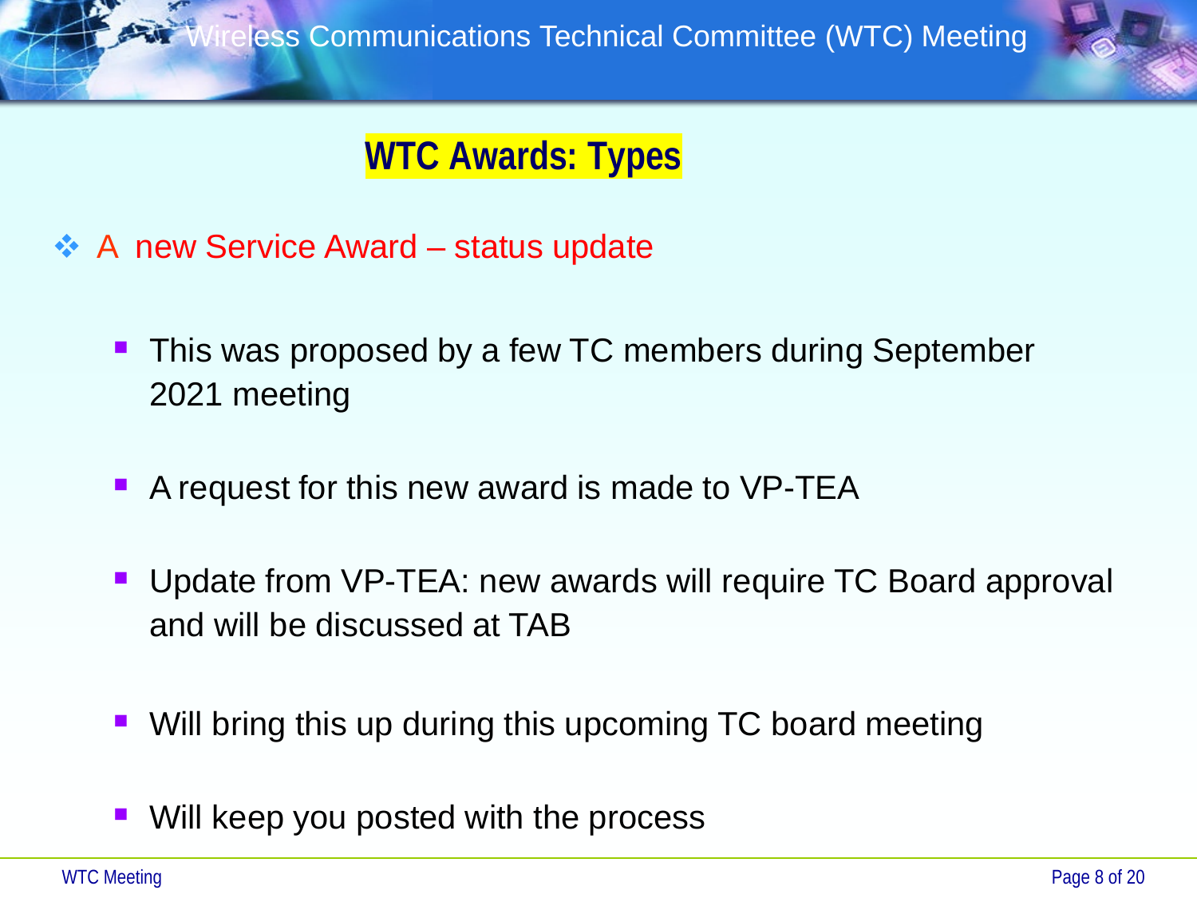# WTC Awards: Types

- A new Service Award – status update
  - This was proposed by a few TC members during September 2021 meeting
  - A request for this new award is made to VP-TEA
  - Update from VP-TEA: new awards will require TC Board approval and will be discussed at TAB
  - Will bring this up during this upcoming TC board meeting
  - Will keep you posted with the process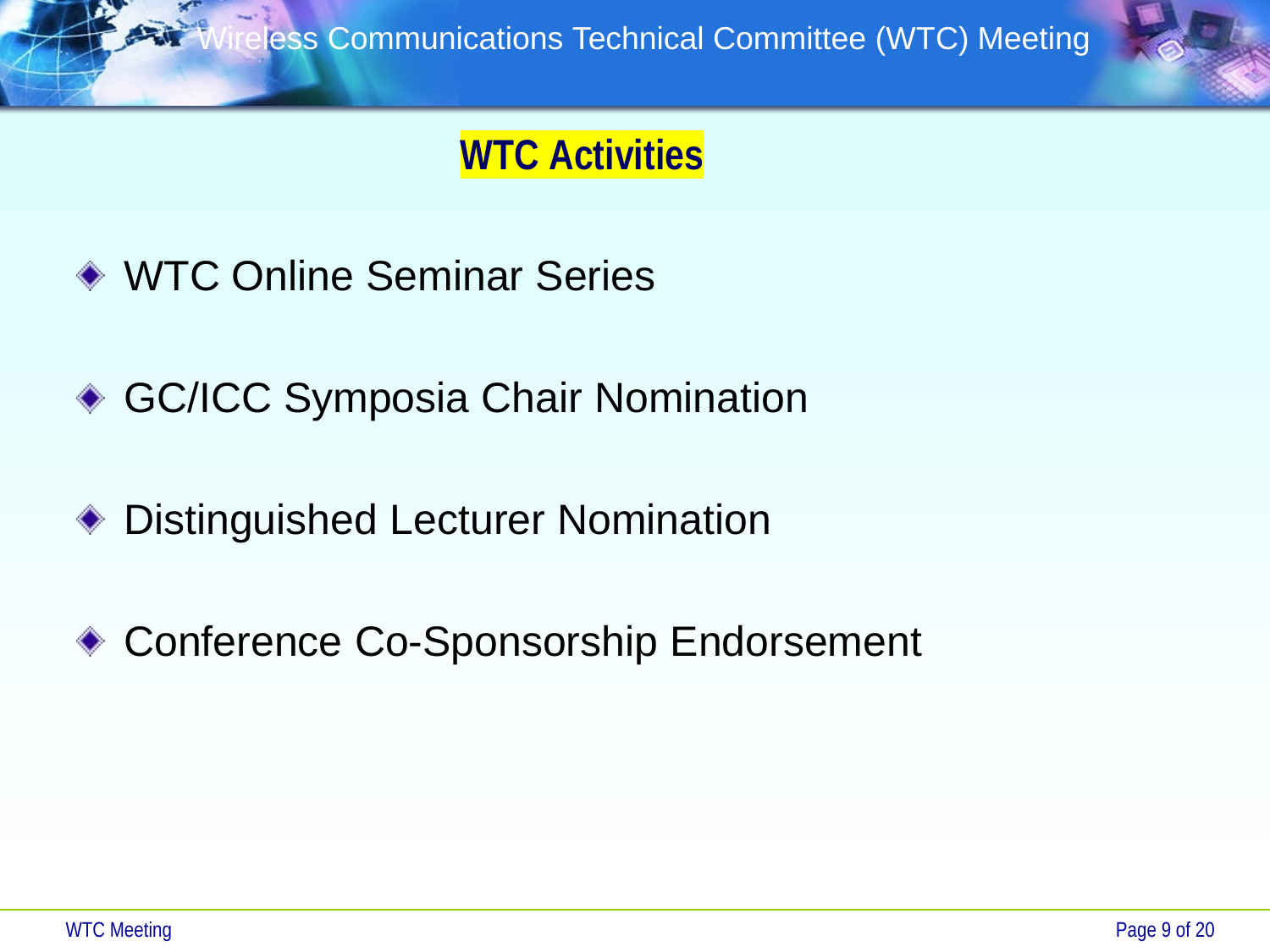# WTC Activities

- WTC Online Seminar Series
- GC/ICC Symposia Chair Nomination
- Distinguished Lecturer Nomination
- Conference Co-Sponsorship Endorsement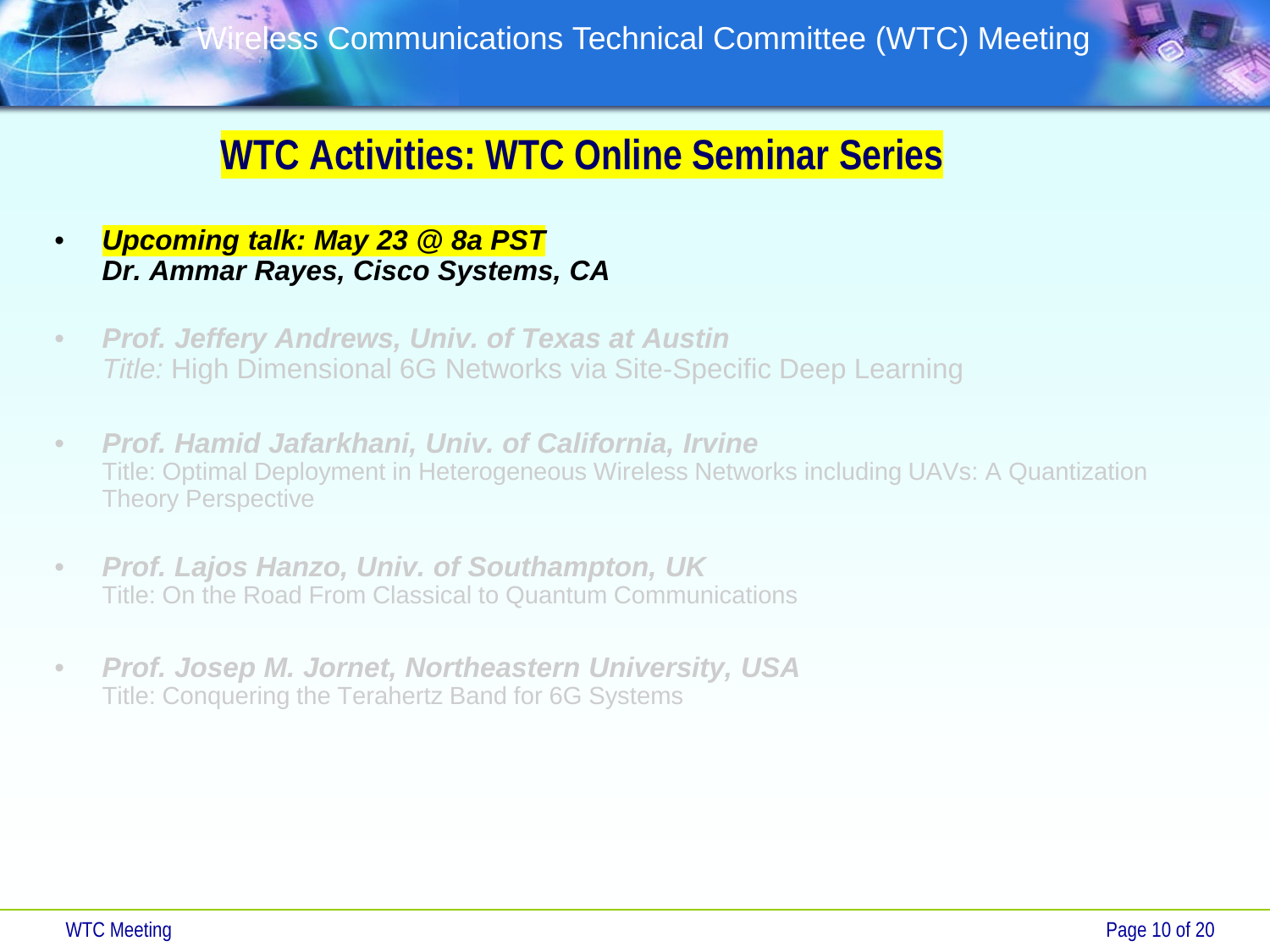## WTC Activities: WTC Online Seminar Series

- ***Upcoming talk: May 23 @ 8a PST***
  ***Dr. Ammar Rayes, Cisco Systems, CA***

- ***Prof. Jeffery Andrews, Univ. of Texas at Austin***
  *Title:* High Dimensional 6G Networks via Site-Specific Deep Learning

- ***Prof. Hamid Jafarkhani, Univ. of California, Irvine***
  Title: Optimal Deployment in Heterogeneous Wireless Networks including UAVs: A Quantization Theory Perspective

- ***Prof. Lajos Hanzo, Univ. of Southampton, UK***
  Title: On the Road From Classical to Quantum Communications

- ***Prof. Josep M. Jornet, Northeastern University, USA***
  Title: Conquering the Terahertz Band for 6G Systems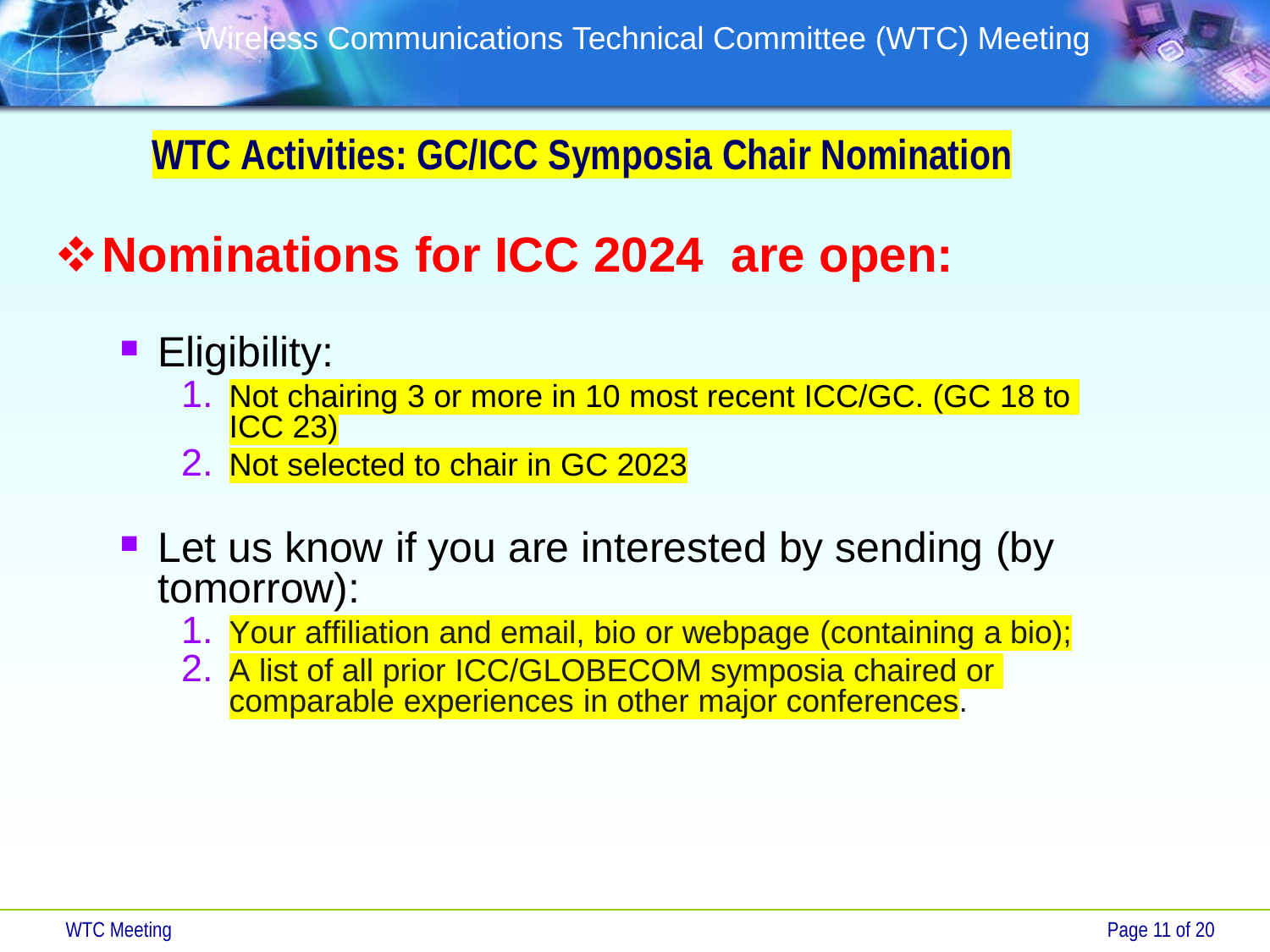## WTC Activities: GC/ICC Symposia Chair Nomination

# ❖ Nominations for ICC 2024 are open:

- Eligibility:
  1. Not chairing 3 or more in 10 most recent ICC/GC. (GC 18 to ICC 23)
  2. Not selected to chair in GC 2023
- Let us know if you are interested by sending (by tomorrow):
  1. Your affiliation and email, bio or webpage (containing a bio);
  2. A list of all prior ICC/GLOBECOM symposia chaired or comparable experiences in other major conferences.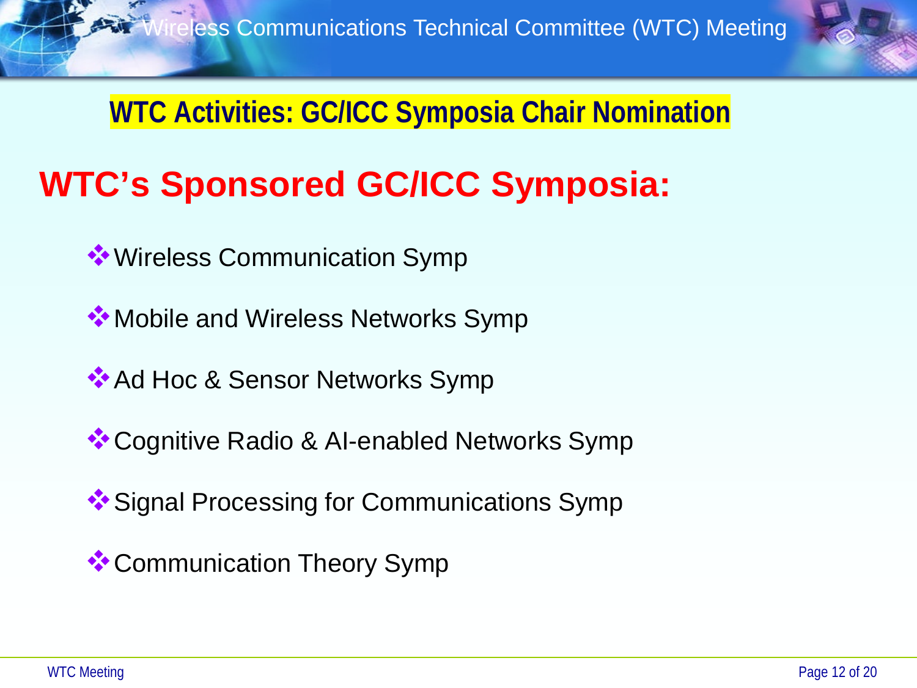## WTC Activities: GC/ICC Symposia Chair Nomination

# WTC's Sponsored GC/ICC Symposia:

- Wireless Communication Symp
- Mobile and Wireless Networks Symp
- Ad Hoc & Sensor Networks Symp
- Cognitive Radio & AI-enabled Networks Symp
- Signal Processing for Communications Symp
- Communication Theory Symp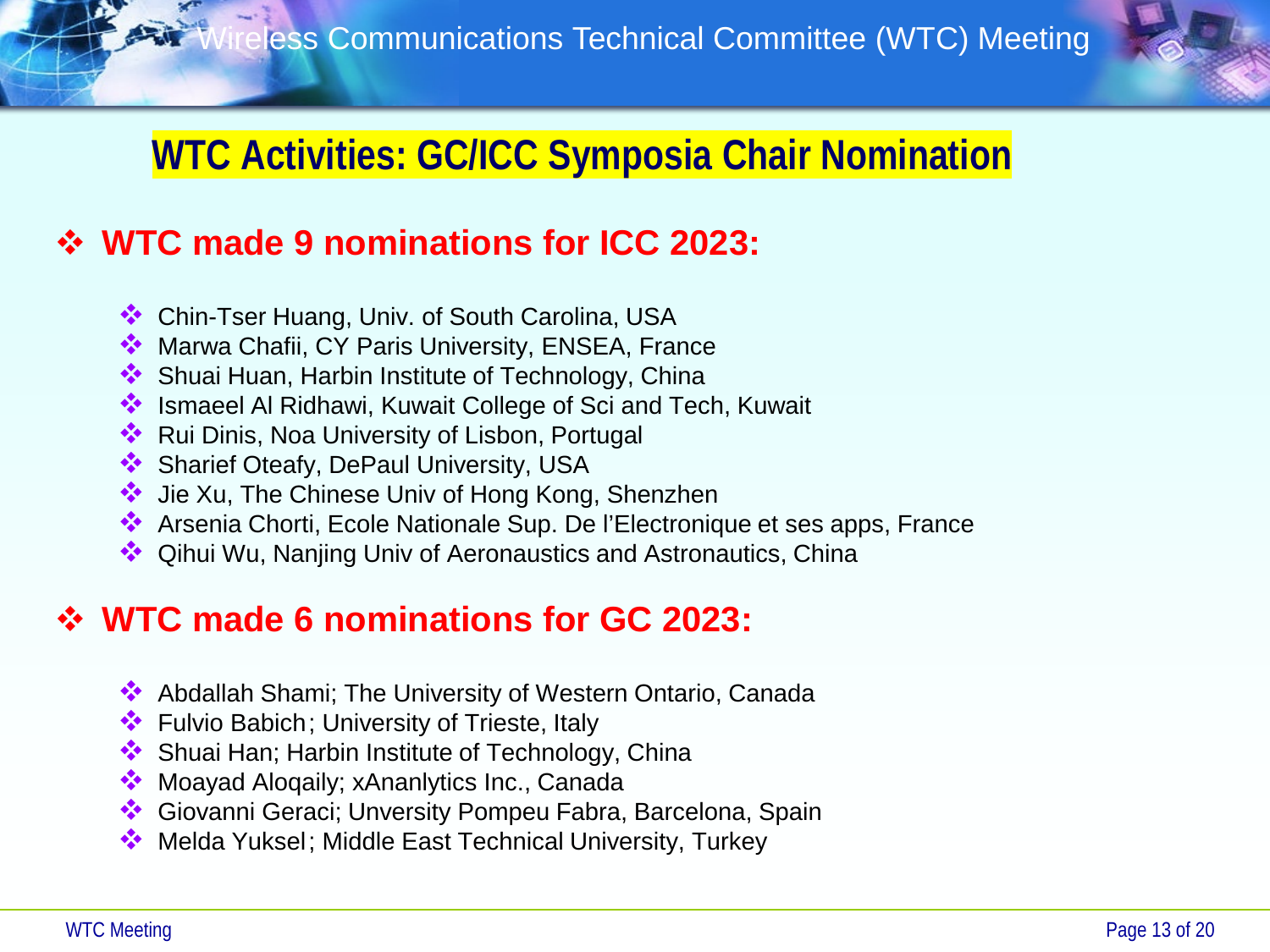# WTC Activities: GC/ICC Symposia Chair Nomination

## WTC made 9 nominations for ICC 2023:

- Chin-Tser Huang, Univ. of South Carolina, USA
- Marwa Chafii, CY Paris University, ENSEA, France
- Shuai Huan, Harbin Institute of Technology, China
- Ismaeel Al Ridhawi, Kuwait College of Sci and Tech, Kuwait
- Rui Dinis, Noa University of Lisbon, Portugal
- Sharief Oteafy, DePaul University, USA
- Jie Xu, The Chinese Univ of Hong Kong, Shenzhen
- Arsenia Chorti, Ecole Nationale Sup. De l'Electronique et ses apps, France
- Qihui Wu, Nanjing Univ of Aeronaustics and Astronautics, China

## WTC made 6 nominations for GC 2023:

- Abdallah Shami; The University of Western Ontario, Canada
- Fulvio Babich; University of Trieste, Italy
- Shuai Han; Harbin Institute of Technology, China
- Moayad Aloqaily; xAnanlytics Inc., Canada
- Giovanni Geraci; Unversity Pompeu Fabra, Barcelona, Spain
- Melda Yuksel; Middle East Technical University, Turkey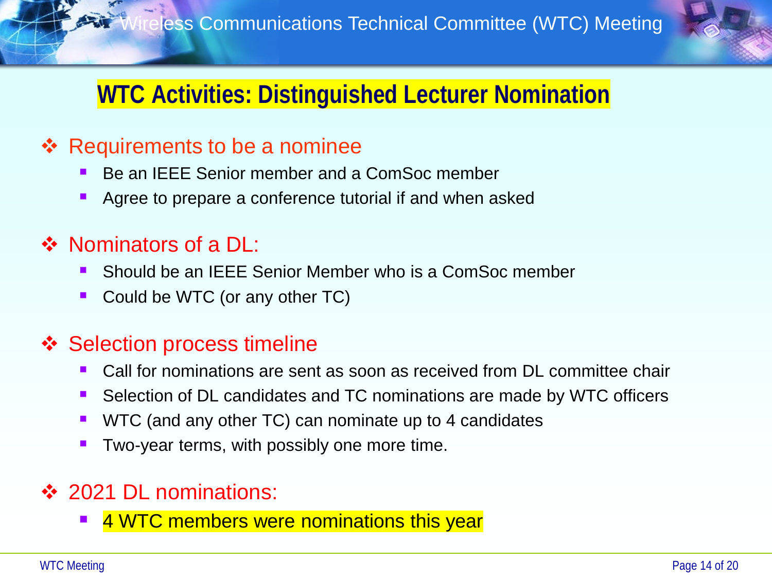# WTC Activities: Distinguished Lecturer Nomination

## ❖ Requirements to be a nominee

- Be an IEEE Senior member and a ComSoc member
- Agree to prepare a conference tutorial if and when asked

## ❖ Nominators of a DL:

- Should be an IEEE Senior Member who is a ComSoc member
- Could be WTC (or any other TC)

## ❖ Selection process timeline

- Call for nominations are sent as soon as received from DL committee chair
- Selection of DL candidates and TC nominations are made by WTC officers
- WTC (and any other TC) can nominate up to 4 candidates
- Two-year terms, with possibly one more time.

## ❖ 2021 DL nominations:

- 4 WTC members were nominations this year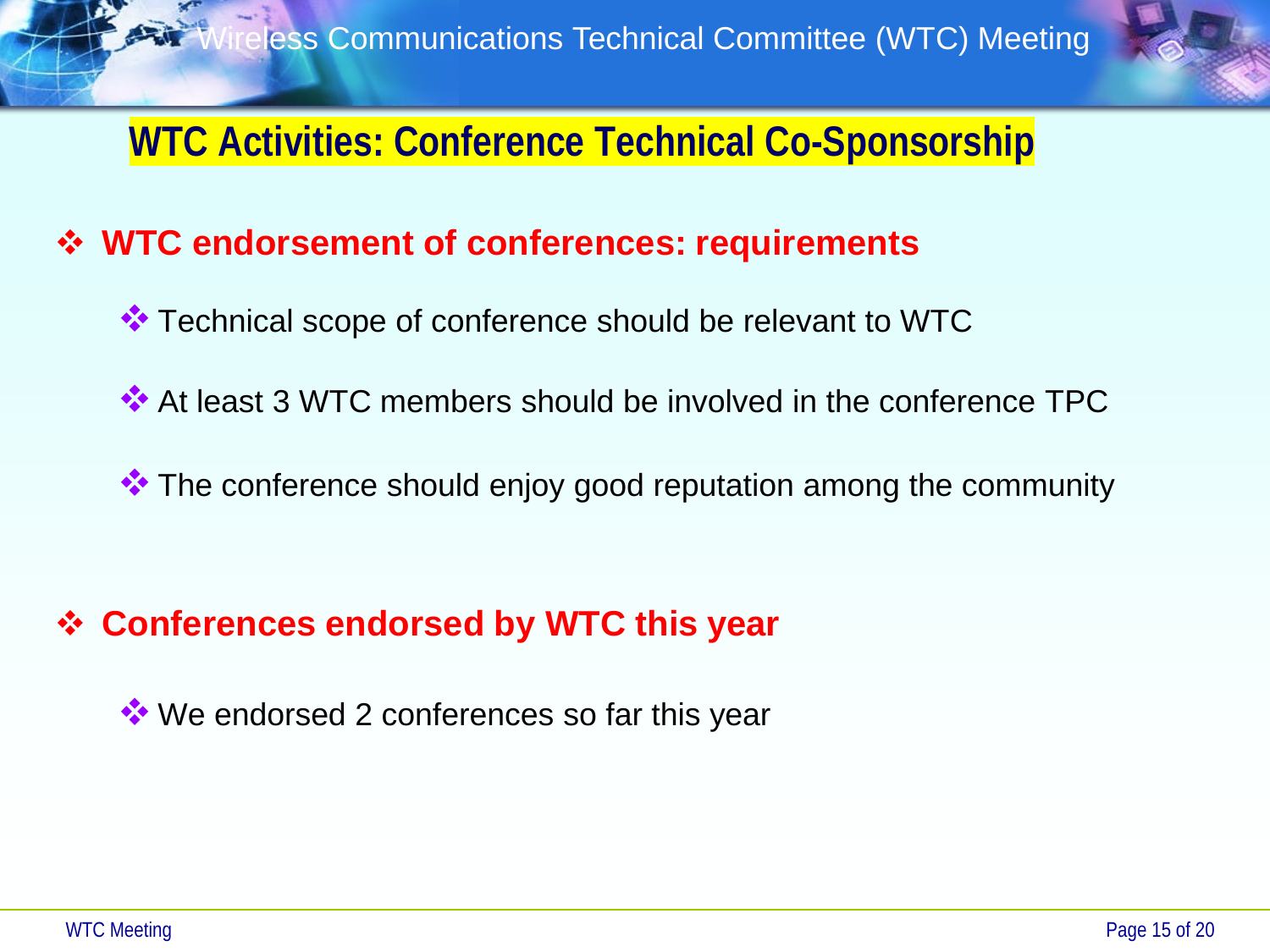## WTC Activities: Conference Technical Co-Sponsorship

- **WTC endorsement of conferences: requirements**
  - Technical scope of conference should be relevant to WTC
  - At least 3 WTC members should be involved in the conference TPC
  - The conference should enjoy good reputation among the community

- **Conferences endorsed by WTC this year**
  - We endorsed 2 conferences so far this year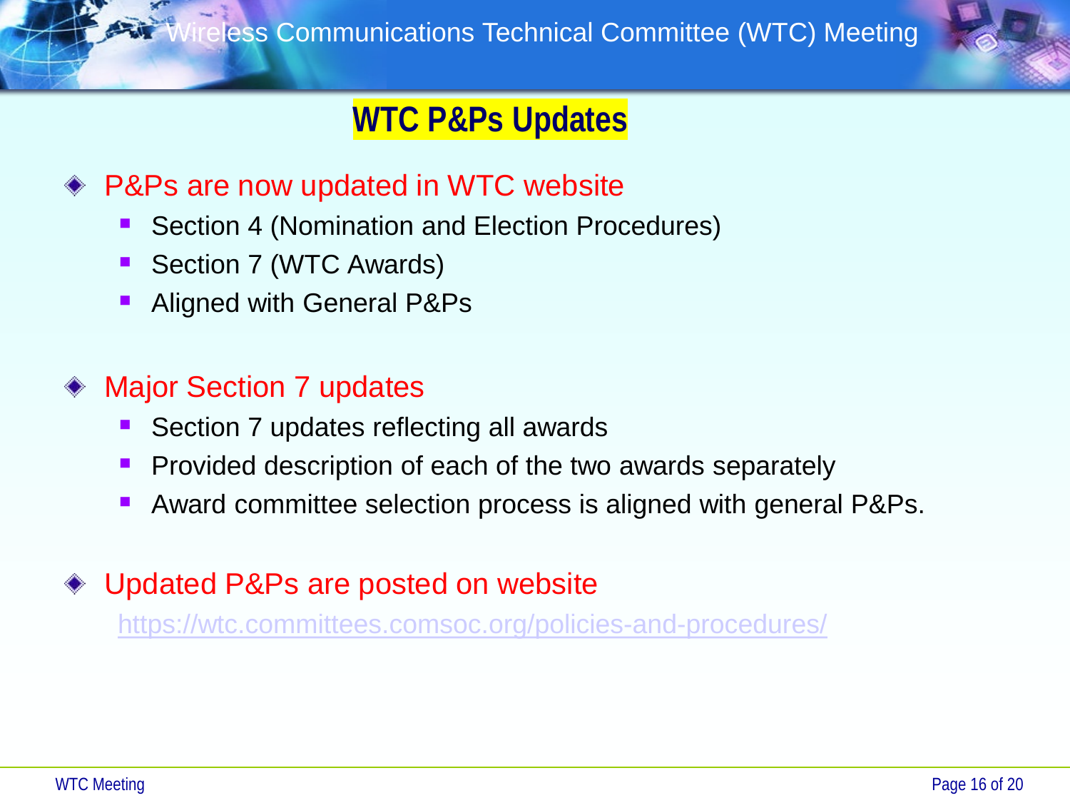# WTC P&Ps Updates

- P&Ps are now updated in WTC website
  - Section 4 (Nomination and Election Procedures)
  - Section 7 (WTC Awards)
  - Aligned with General P&Ps

- Major Section 7 updates
  - Section 7 updates reflecting all awards
  - Provided description of each of the two awards separately
  - Award committee selection process is aligned with general P&Ps.

- Updated P&Ps are posted on website

  https://wtc.committees.comsoc.org/policies-and-procedures/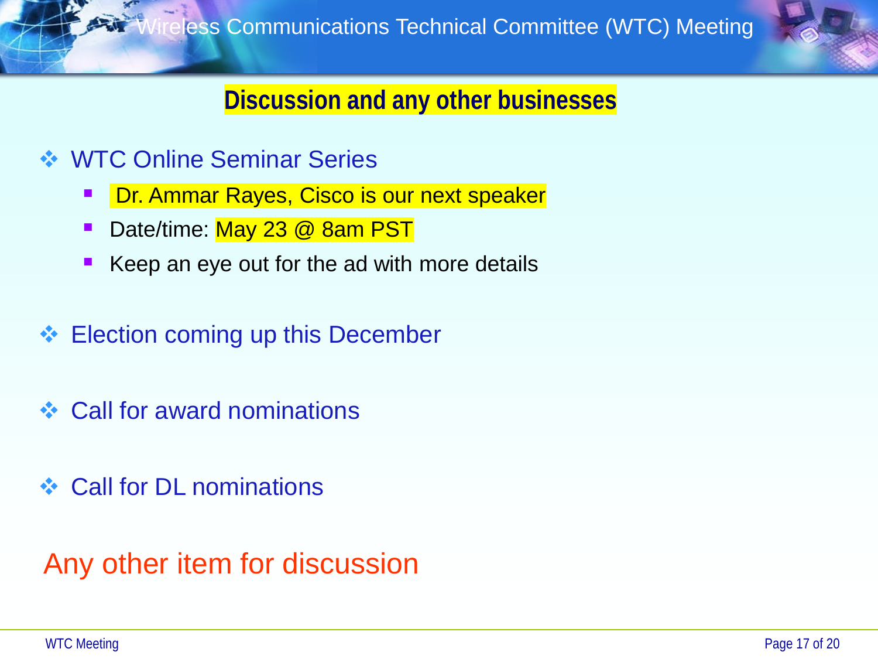## Discussion and any other businesses

- WTC Online Seminar Series
  - Dr. Ammar Rayes, Cisco is our next speaker
  - Date/time: May 23 @ 8am PST
  - Keep an eye out for the ad with more details
- Election coming up this December
- Call for award nominations
- Call for DL nominations

Any other item for discussion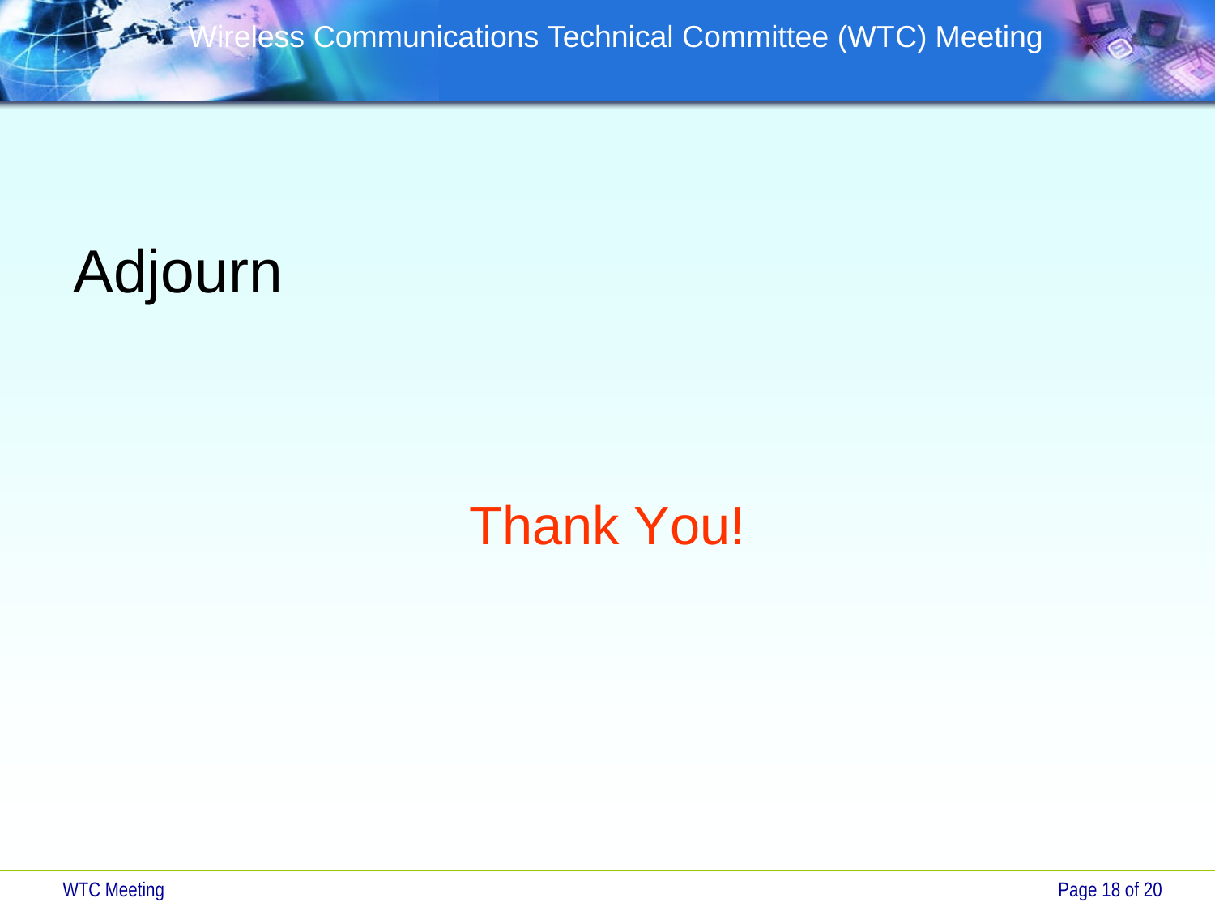# Adjourn

Thank You!